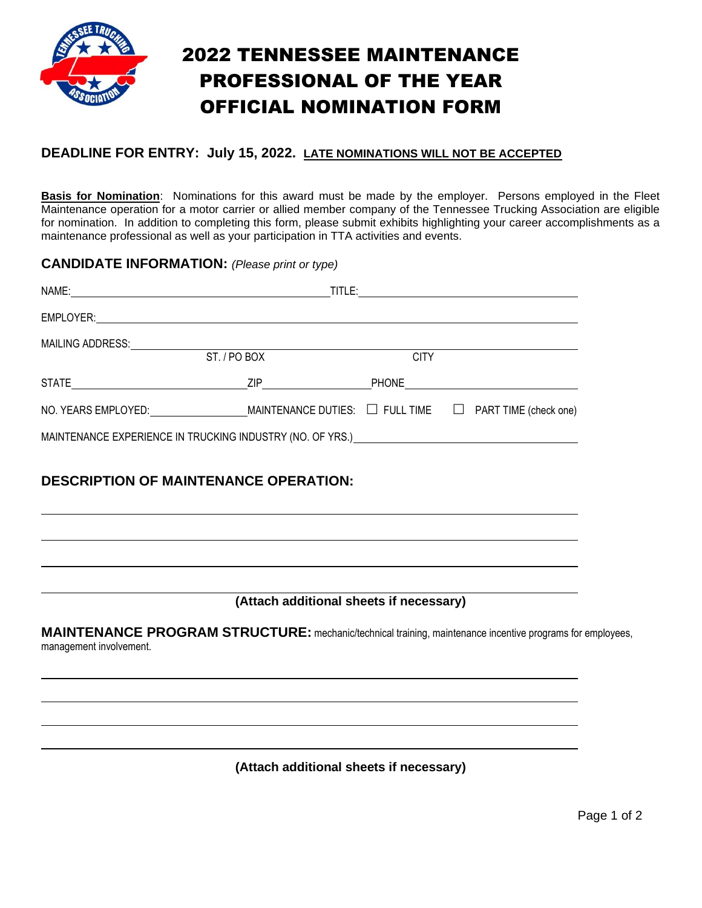# 2022 TENNESSEE MAINTENANCE PROFESSIONAL OF THE YEAR OFFICIAL NOMINATION FORM

## DEADLINE FOR ENTRY: July 15, 2022. LATE NOMINATIONS WILL NOT BE ACCEPTED

**Basis for Nomination**: Nominations for this award must be made by the employer. Persons employed in the Fleet Maintenance operation for a motor carrier or allied member company of the Tennessee Trucking Association are eligible for nomination. In addition to completing this form, please submit exhibits highlighting your career accomplishments as a maintenance professional as well as your participation in TTA activities and events.

## CANDIDATE INFORMATION: *(Please print or type)*

NAME: ______________________ TITLE: ______________________

EMPLOYER: ______________________

MAILING ADDRESS: ______________________
ST. / PO BOX CITY

STATE ____________ ZIP ____________ PHONE ____________

NO. YEARS EMPLOYED: ____________ MAINTENANCE DUTIES: ☐ FULL TIME ☐ PART TIME (check one)

MAINTENANCE EXPERIENCE IN TRUCKING INDUSTRY (NO. OF YRS.) ____________

## DESCRIPTION OF MAINTENANCE OPERATION:

______________________

______________________

______________________

______________________

**(Attach additional sheets if necessary)**

**MAINTENANCE PROGRAM STRUCTURE:** mechanic/technical training, maintenance incentive programs for employees, management involvement.

______________________

______________________

______________________

______________________

**(Attach additional sheets if necessary)**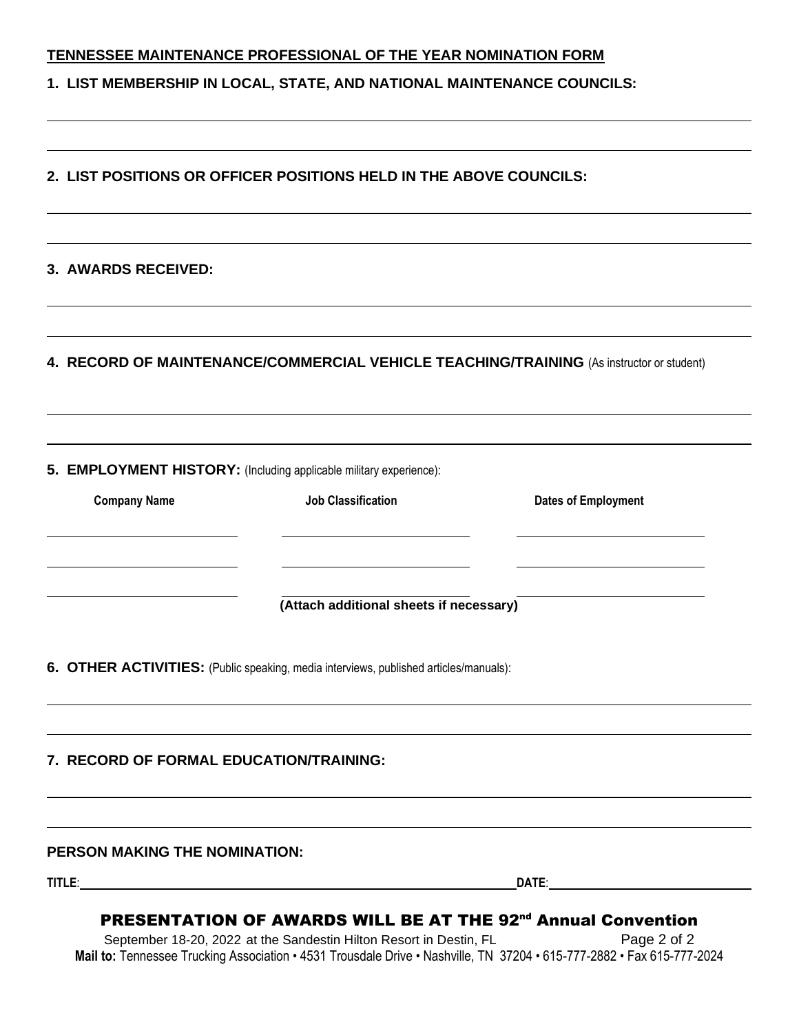**TENNESSEE MAINTENANCE PROFESSIONAL OF THE YEAR NOMINATION FORM**

**1. LIST MEMBERSHIP IN LOCAL, STATE, AND NATIONAL MAINTENANCE COUNCILS:**

**2. LIST POSITIONS OR OFFICER POSITIONS HELD IN THE ABOVE COUNCILS:**

**3. AWARDS RECEIVED:**

**4. RECORD OF MAINTENANCE/COMMERCIAL VEHICLE TEACHING/TRAINING** (As instructor or student)

**5. EMPLOYMENT HISTORY:** (Including applicable military experience):

| Company Name | Job Classification | Dates of Employment |
|---|---|---|
| | | |
| | | |
| | | |

**(Attach additional sheets if necessary)**

**6. OTHER ACTIVITIES:** (Public speaking, media interviews, published articles/manuals):

**7. RECORD OF FORMAL EDUCATION/TRAINING:**

**PERSON MAKING THE NOMINATION:**

**TITLE**: ____________________ **DATE**: ____________________

**PRESENTATION OF AWARDS WILL BE AT THE 92nd Annual Convention**

September 18-20, 2022 at the Sandestin Hilton Resort in Destin, FL

**Mail to:** Tennessee Trucking Association • 4531 Trousdale Drive • Nashville, TN 37204 • 615-777-2882 • Fax 615-777-2024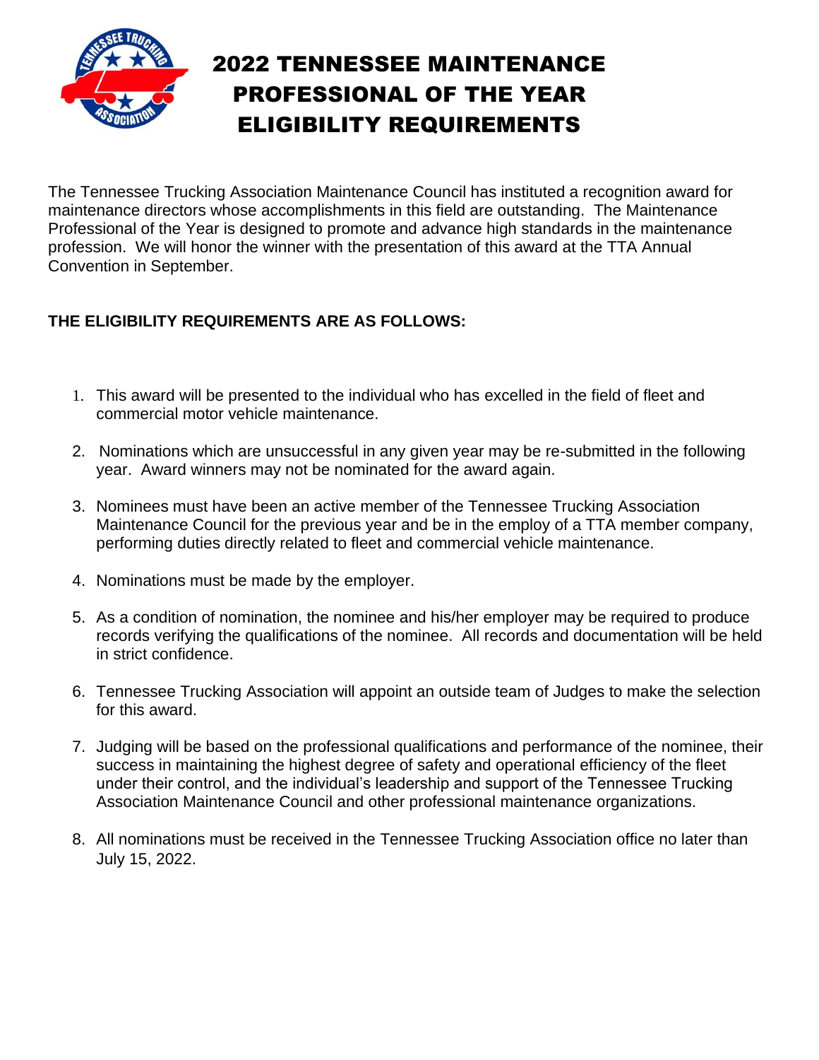# 2022 TENNESSEE MAINTENANCE PROFESSIONAL OF THE YEAR ELIGIBILITY REQUIREMENTS

The Tennessee Trucking Association Maintenance Council has instituted a recognition award for maintenance directors whose accomplishments in this field are outstanding. The Maintenance Professional of the Year is designed to promote and advance high standards in the maintenance profession. We will honor the winner with the presentation of this award at the TTA Annual Convention in September.

**THE ELIGIBILITY REQUIREMENTS ARE AS FOLLOWS:**

1. This award will be presented to the individual who has excelled in the field of fleet and commercial motor vehicle maintenance.
2. Nominations which are unsuccessful in any given year may be re-submitted in the following year. Award winners may not be nominated for the award again.
3. Nominees must have been an active member of the Tennessee Trucking Association Maintenance Council for the previous year and be in the employ of a TTA member company, performing duties directly related to fleet and commercial vehicle maintenance.
4. Nominations must be made by the employer.
5. As a condition of nomination, the nominee and his/her employer may be required to produce records verifying the qualifications of the nominee. All records and documentation will be held in strict confidence.
6. Tennessee Trucking Association will appoint an outside team of Judges to make the selection for this award.
7. Judging will be based on the professional qualifications and performance of the nominee, their success in maintaining the highest degree of safety and operational efficiency of the fleet under their control, and the individual's leadership and support of the Tennessee Trucking Association Maintenance Council and other professional maintenance organizations.
8. All nominations must be received in the Tennessee Trucking Association office no later than July 15, 2022.